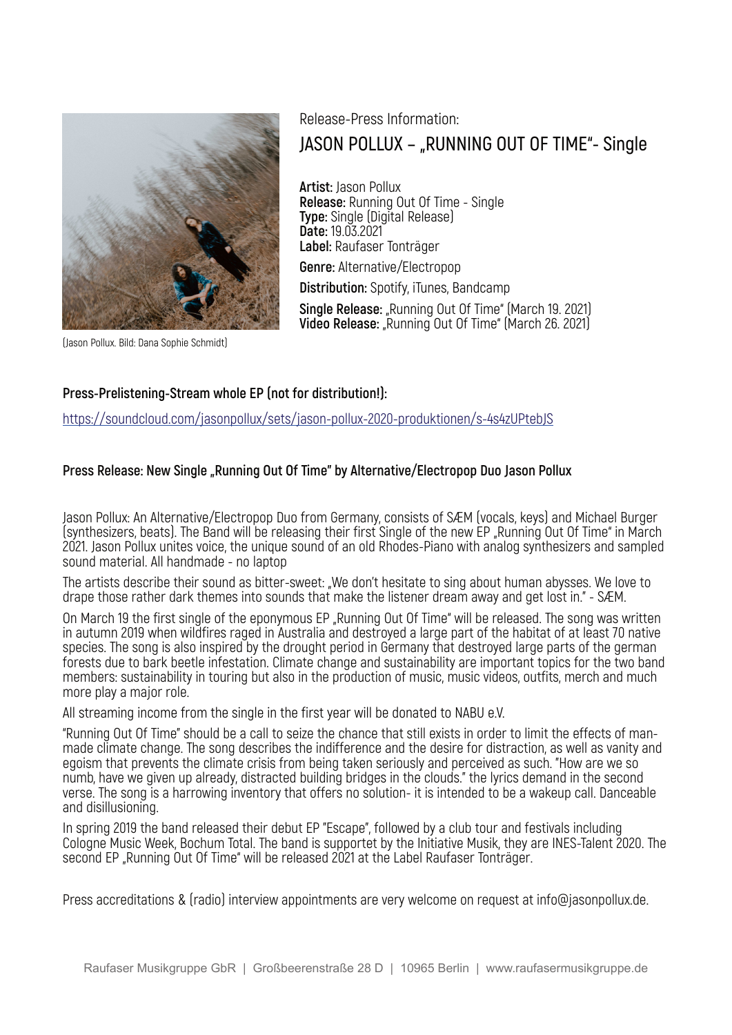(Jason Pollux. Bild: Dana Sophie Schmidt)

Release-Press Information:

# JASON POLLUX – „RUNNING OUT OF TIME"- Single

**Artist:** Jason Pollux
**Release:** Running Out Of Time - Single
**Type:** Single (Digital Release)
**Date:** 19.03.2021
**Label:** Raufaser Tonträger

**Genre:** Alternative/Electropop

**Distribution:** Spotify, iTunes, Bandcamp

**Single Release:** „Running Out Of Time" (March 19. 2021)
**Video Release:** „Running Out Of Time" (March 26. 2021)

**Press-Prelistening-Stream whole EP (not for distribution!):**

https://soundcloud.com/jasonpollux/sets/jason-pollux-2020-produktionen/s-4s4zUPtebJS

**Press Release: New Single „Running Out Of Time" by Alternative/Electropop Duo Jason Pollux**

Jason Pollux: An Alternative/Electropop Duo from Germany, consists of SÆM (vocals, keys) and Michael Burger (synthesizers, beats). The Band will be releasing their first Single of the new EP „Running Out Of Time" in March 2021. Jason Pollux unites voice, the unique sound of an old Rhodes-Piano with analog synthesizers and sampled sound material. All handmade - no laptop

The artists describe their sound as bitter-sweet: „We don't hesitate to sing about human abysses. We love to drape those rather dark themes into sounds that make the listener dream away and get lost in." - SÆM.

On March 19 the first single of the eponymous EP „Running Out Of Time" will be released. The song was written in autumn 2019 when wildfires raged in Australia and destroyed a large part of the habitat of at least 70 native species. The song is also inspired by the drought period in Germany that destroyed large parts of the german forests due to bark beetle infestation. Climate change and sustainability are important topics for the two band members: sustainability in touring but also in the production of music, music videos, outfits, merch and much more play a major role.

All streaming income from the single in the first year will be donated to NABU e.V.

"Running Out Of Time" should be a call to seize the chance that still exists in order to limit the effects of man-made climate change. The song describes the indifference and the desire for distraction, as well as vanity and egoism that prevents the climate crisis from being taken seriously and perceived as such. "How are we so numb, have we given up already, distracted building bridges in the clouds." the lyrics demand in the second verse. The song is a harrowing inventory that offers no solution- it is intended to be a wakeup call. Danceable and disillusioning.

In spring 2019 the band released their debut EP "Escape", followed by a club tour and festivals including Cologne Music Week, Bochum Total. The band is supportet by the Initiative Musik, they are INES-Talent 2020. The second EP „Running Out Of Time" will be released 2021 at the Label Raufaser Tonträger.

Press accreditations & (radio) interview appointments are very welcome on request at info@jasonpollux.de.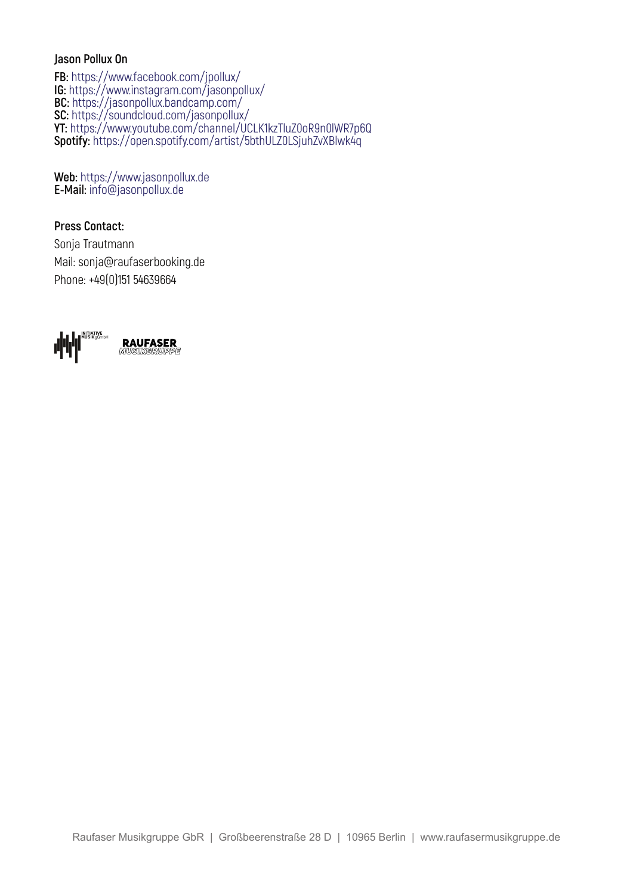**Jason Pollux On**

**FB:** https://www.facebook.com/jpollux/
**IG:** https://www.instagram.com/jasonpollux/
**BC:** https://jasonpollux.bandcamp.com/
**SC:** https://soundcloud.com/jasonpollux/
**YT:** https://www.youtube.com/channel/UCLK1kzTluZ0oR9n0lWR7p6Q
**Spotify:** https://open.spotify.com/artist/5bthULZ0LSjuhZvXBlwk4q

**Web:** https://www.jasonpollux.de
**E-Mail:** info@jasonpollux.de

**Press Contact:**

Sonja Trautmann
Mail: sonja@raufaserbooking.de
Phone: +49(0)151 54639664

Raufaser Musikgruppe GbR | Großbeerenstraße 28 D | 10965 Berlin | www.raufasermusikgruppe.de